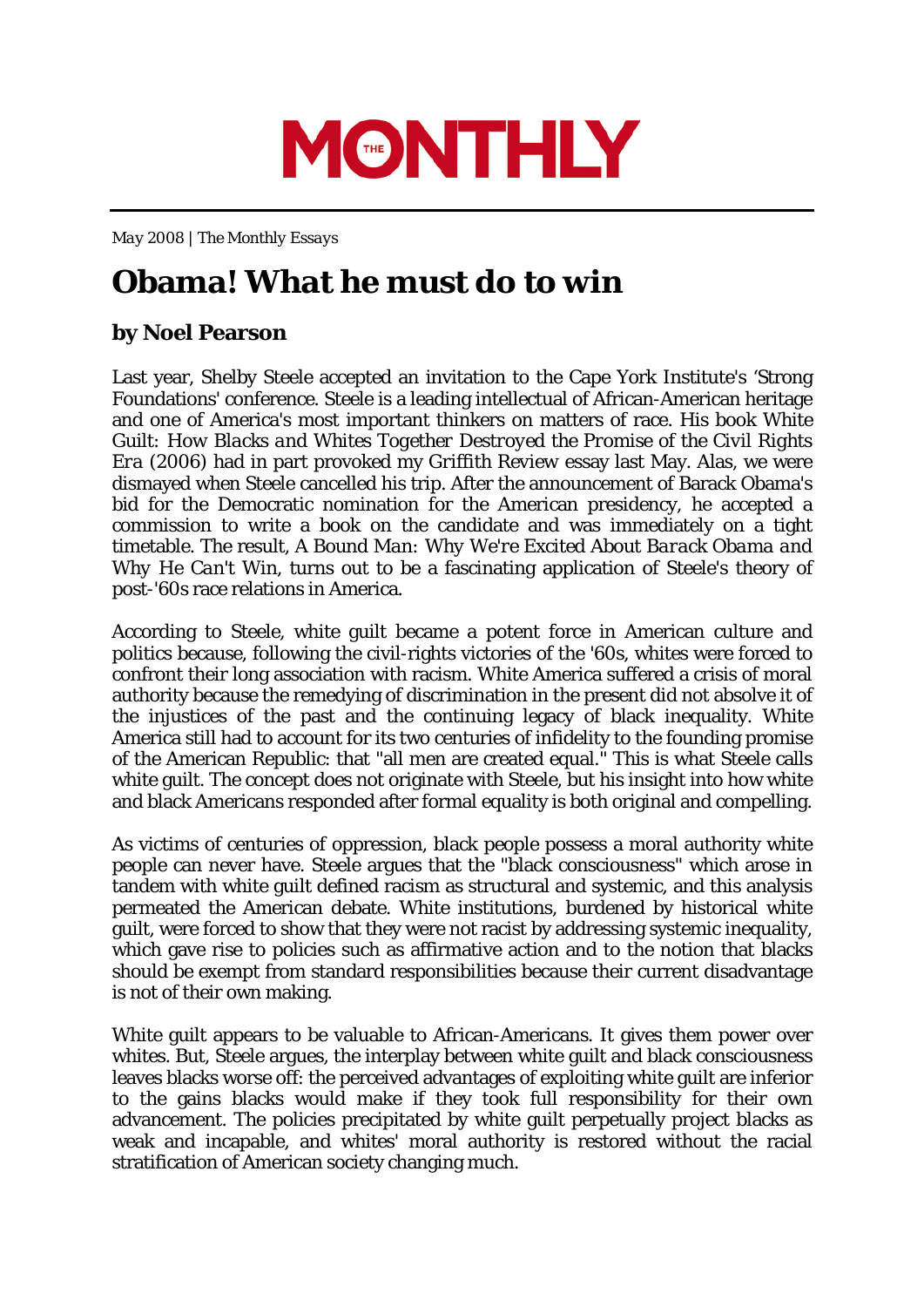# THE MONTHLY

*May 2008 | The Monthly Essays*

# Obama! What he must do to win

### by Noel Pearson

Last year, Shelby Steele accepted an invitation to the Cape York Institute's 'Strong Foundations' conference. Steele is a leading intellectual of African-American heritage and one of America's most important thinkers on matters of race. His book *White Guilt: How Blacks and Whites Together Destroyed the Promise of the Civil Rights Era* (2006) had in part provoked my *Griffith Review* essay last May. Alas, we were dismayed when Steele cancelled his trip. After the announcement of Barack Obama's bid for the Democratic nomination for the American presidency, he accepted a commission to write a book on the candidate and was immediately on a tight timetable. The result, *A Bound Man: Why We're Excited About Barack Obama and Why He Can't Win*, turns out to be a fascinating application of Steele's theory of post-'60s race relations in America.

According to Steele, white guilt became a potent force in American culture and politics because, following the civil-rights victories of the '60s, whites were forced to confront their long association with racism. White America suffered a crisis of moral authority because the remedying of discrimination in the present did not absolve it of the injustices of the past and the continuing legacy of black inequality. White America still had to account for its two centuries of infidelity to the founding promise of the American Republic: that "all men are created equal." This is what Steele calls white guilt. The concept does not originate with Steele, but his insight into how white and black Americans responded after formal equality is both original and compelling.

As victims of centuries of oppression, black people possess a moral authority white people can never have. Steele argues that the "black consciousness" which arose in tandem with white guilt defined racism as structural and systemic, and this analysis permeated the American debate. White institutions, burdened by historical white guilt, were forced to show that they were not racist by addressing systemic inequality, which gave rise to policies such as affirmative action and to the notion that blacks should be exempt from standard responsibilities because their current disadvantage is not of their own making.

White guilt appears to be valuable to African-Americans. It gives them power over whites. But, Steele argues, the interplay between white guilt and black consciousness leaves blacks worse off: the perceived advantages of exploiting white guilt are inferior to the gains blacks would make if they took full responsibility for their own advancement. The policies precipitated by white guilt perpetually project blacks as weak and incapable, and whites' moral authority is restored without the racial stratification of American society changing much.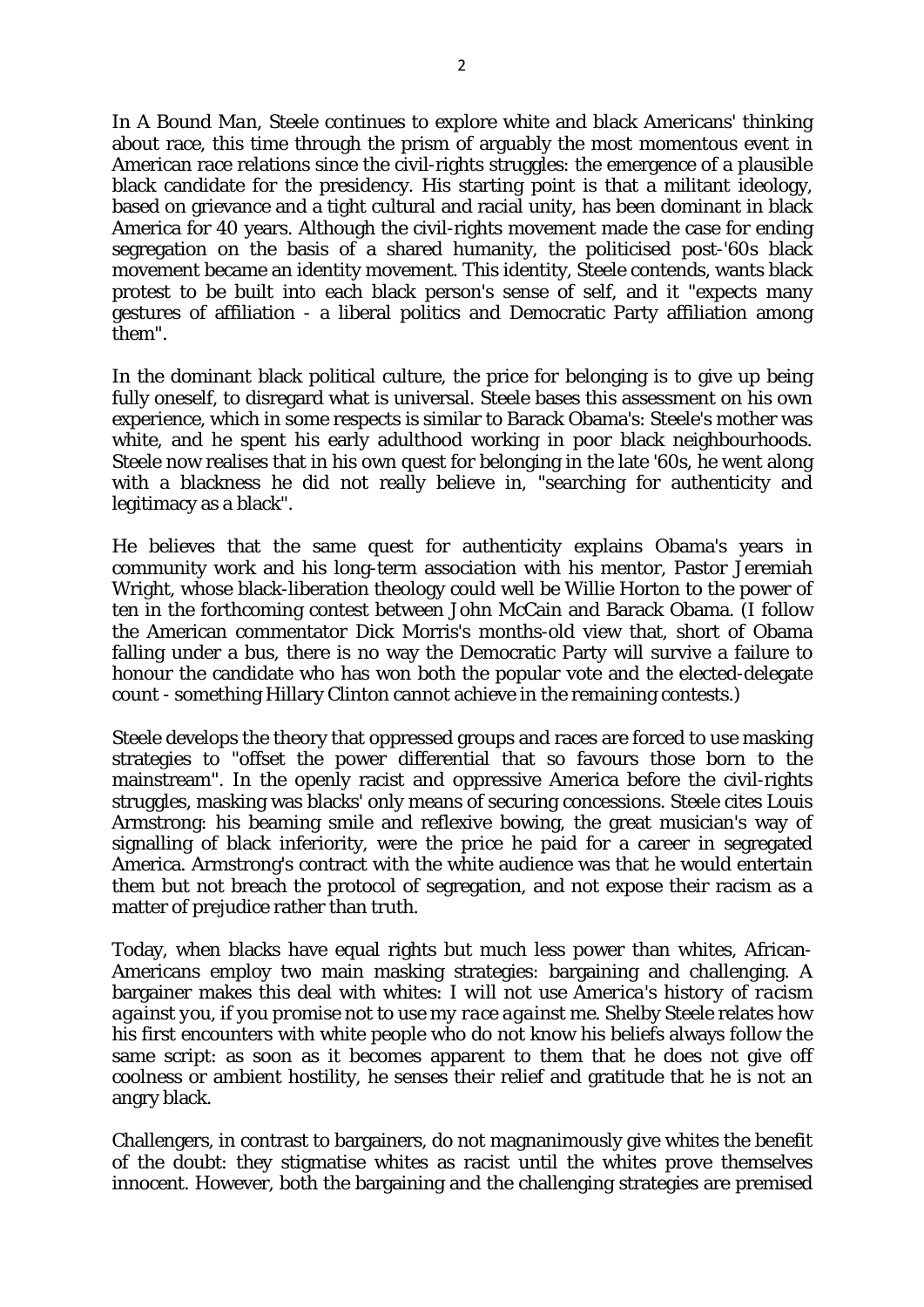In *A Bound Man*, Steele continues to explore white and black Americans' thinking about race, this time through the prism of arguably the most momentous event in American race relations since the civil-rights struggles: the emergence of a plausible black candidate for the presidency. His starting point is that a militant ideology, based on grievance and a tight cultural and racial unity, has been dominant in black America for 40 years. Although the civil-rights movement made the case for ending segregation on the basis of a shared humanity, the politicised post-'60s black movement became an identity movement. This identity, Steele contends, wants black protest to be built into each black person's sense of self, and it "expects many gestures of affiliation - a liberal politics and Democratic Party affiliation among them".

In the dominant black political culture, the price for belonging is to give up being fully oneself, to disregard what is universal. Steele bases this assessment on his own experience, which in some respects is similar to Barack Obama's: Steele's mother was white, and he spent his early adulthood working in poor black neighbourhoods. Steele now realises that in his own quest for belonging in the late '60s, he went along with a blackness he did not really believe in, "searching for authenticity and legitimacy as a black".

He believes that the same quest for authenticity explains Obama's years in community work and his long-term association with his mentor, Pastor Jeremiah Wright, whose black-liberation theology could well be Willie Horton to the power of ten in the forthcoming contest between John McCain and Barack Obama. (I follow the American commentator Dick Morris's months-old view that, short of Obama falling under a bus, there is no way the Democratic Party will survive a failure to honour the candidate who has won both the popular vote and the elected-delegate count - something Hillary Clinton cannot achieve in the remaining contests.)

Steele develops the theory that oppressed groups and races are forced to use masking strategies to "offset the power differential that so favours those born to the mainstream". In the openly racist and oppressive America before the civil-rights struggles, masking was blacks' only means of securing concessions. Steele cites Louis Armstrong: his beaming smile and reflexive bowing, the great musician's way of signalling of black inferiority, were the price he paid for a career in segregated America. Armstrong's contract with the white audience was that he would entertain them but not breach the protocol of segregation, and not expose their racism as a matter of prejudice rather than truth.

Today, when blacks have equal rights but much less power than whites, African-Americans employ two main masking strategies: bargaining and challenging. A bargainer makes this deal with whites: *I will not use America's history of racism against you, if you promise not to use my race against me.* Shelby Steele relates how his first encounters with white people who do not know his beliefs always follow the same script: as soon as it becomes apparent to them that he does not give off coolness or ambient hostility, he senses their relief and gratitude that he is not an angry black.

Challengers, in contrast to bargainers, do not magnanimously give whites the benefit of the doubt: they stigmatise whites as racist until the whites prove themselves innocent. However, both the bargaining and the challenging strategies are premised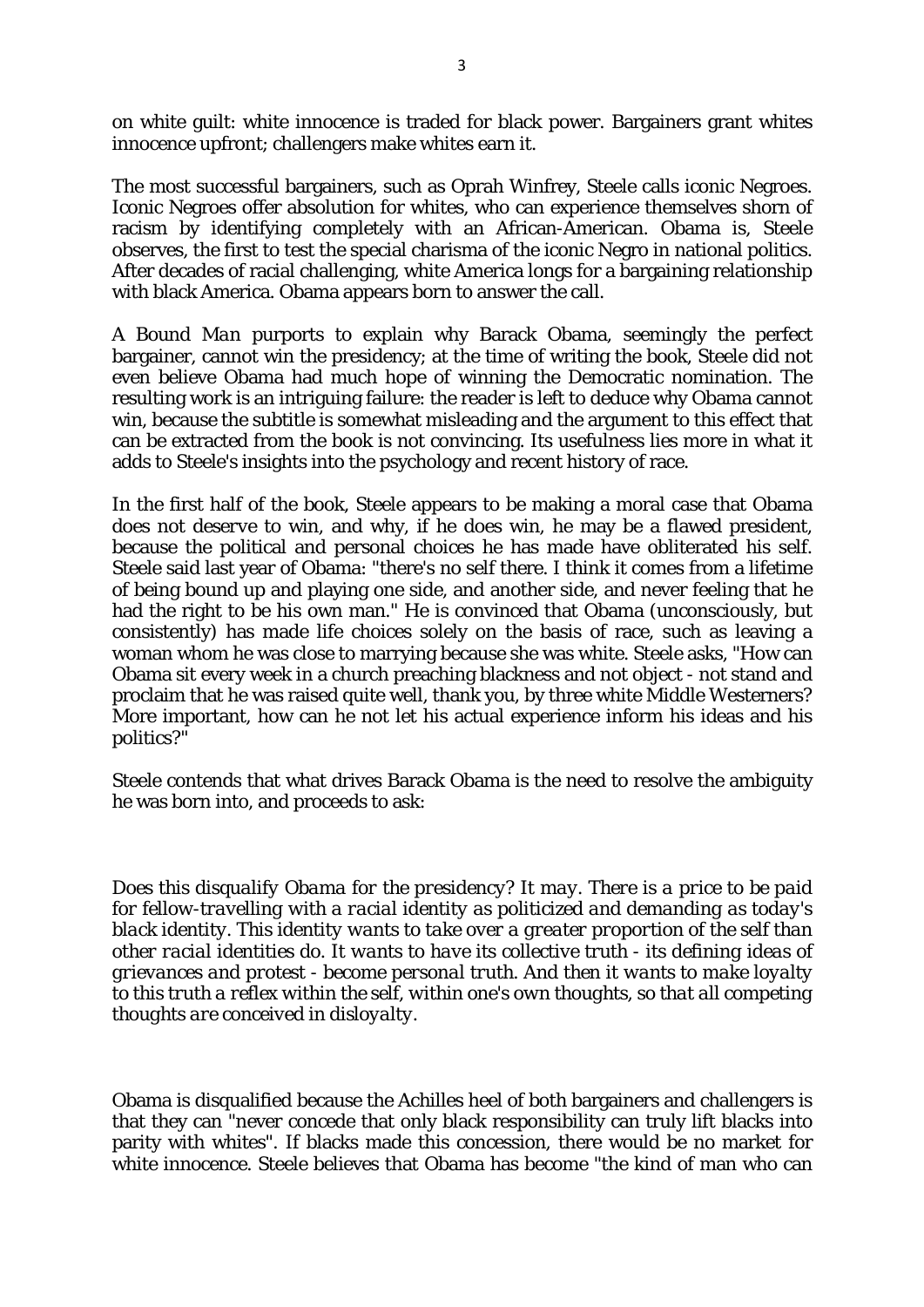on white guilt: white innocence is traded for black power. Bargainers grant whites innocence upfront; challengers make whites earn it.

The most successful bargainers, such as Oprah Winfrey, Steele calls iconic Negroes. Iconic Negroes offer absolution for whites, who can experience themselves shorn of racism by identifying completely with an African-American. Obama is, Steele observes, the first to test the special charisma of the iconic Negro in national politics. After decades of racial challenging, white America longs for a bargaining relationship with black America. Obama appears born to answer the call.

*A Bound Man* purports to explain why Barack Obama, seemingly the perfect bargainer, cannot win the presidency; at the time of writing the book, Steele did not even believe Obama had much hope of winning the Democratic nomination. The resulting work is an intriguing failure: the reader is left to deduce why Obama cannot win, because the subtitle is somewhat misleading and the argument to this effect that can be extracted from the book is not convincing. Its usefulness lies more in what it adds to Steele's insights into the psychology and recent history of race.

In the first half of the book, Steele appears to be making a moral case that Obama does not deserve to win, and why, if he does win, he may be a flawed president, because the political and personal choices he has made have obliterated his self. Steele said last year of Obama: "there's no self there. I think it comes from a lifetime of being bound up and playing one side, and another side, and never feeling that he had the right to be his own man." He is convinced that Obama (unconsciously, but consistently) has made life choices solely on the basis of race, such as leaving a woman whom he was close to marrying because she was white. Steele asks, "How can Obama sit every week in a church preaching blackness and not object - not stand and proclaim that he was raised quite well, thank you, by three white Middle Westerners? More important, how can he not let his actual experience inform his ideas and his politics?"

Steele contends that what drives Barack Obama is the need to resolve the ambiguity he was born into, and proceeds to ask:

*Does this disqualify Obama for the presidency? It may. There is a price to be paid for fellow-travelling with a racial identity as politicized and demanding as today's black identity. This identity wants to take over a greater proportion of the self than other racial identities do. It wants to have its collective truth - its defining ideas of grievances and protest - become personal truth. And then it wants to make loyalty to this truth a reflex within the self, within one's own thoughts, so that all competing thoughts are conceived in disloyalty.*

Obama is disqualified because the Achilles heel of both bargainers and challengers is that they can "never concede that only black responsibility can truly lift blacks into parity with whites". If blacks made this concession, there would be no market for white innocence. Steele believes that Obama has become "the kind of man who can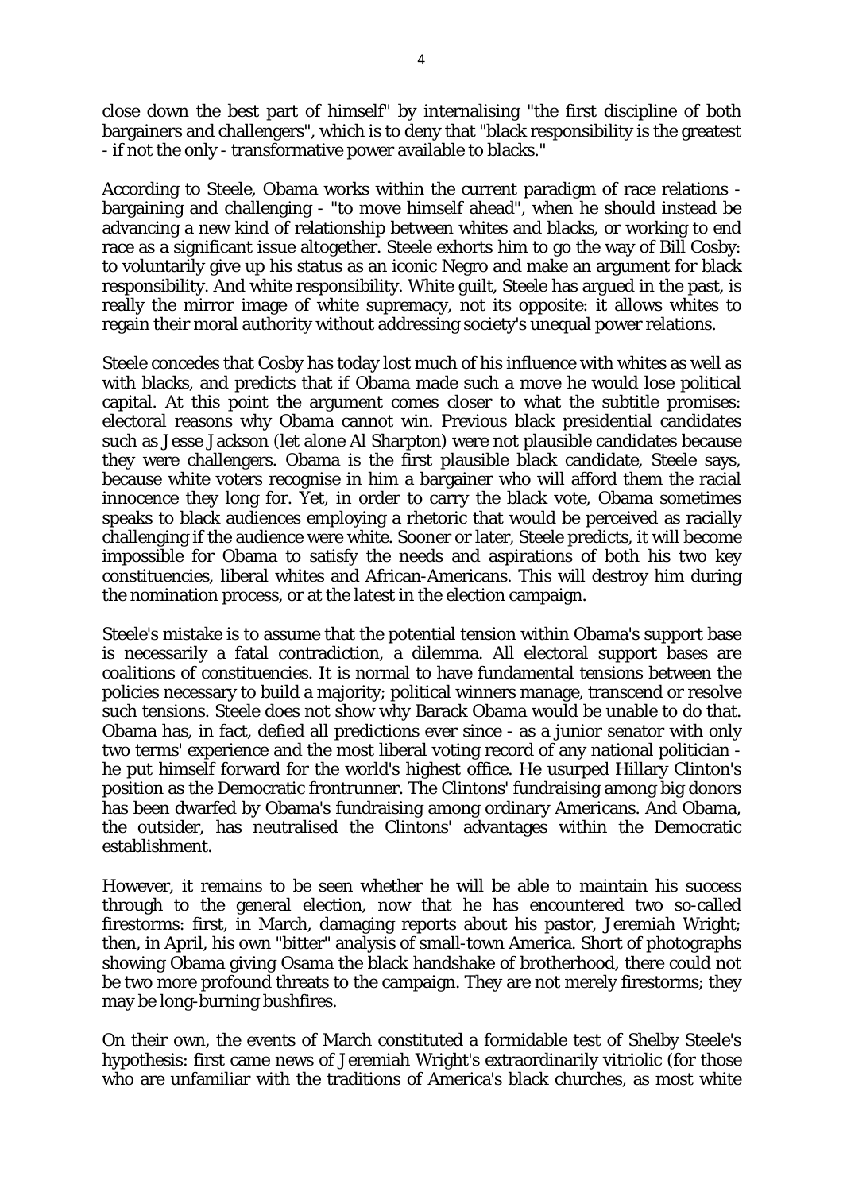close down the best part of himself" by internalising "the first discipline of both bargainers and challengers", which is to deny that "black responsibility is the greatest - if not the only - transformative power available to blacks."

According to Steele, Obama works within the current paradigm of race relations - bargaining and challenging - "to move himself ahead", when he should instead be advancing a new kind of relationship between whites and blacks, or working to end race as a significant issue altogether. Steele exhorts him to go the way of Bill Cosby: to voluntarily give up his status as an iconic Negro and make an argument for black responsibility. And white responsibility. White guilt, Steele has argued in the past, is really the mirror image of white supremacy, not its opposite: it allows whites to regain their moral authority without addressing society's unequal power relations.

Steele concedes that Cosby has today lost much of his influence with whites as well as with blacks, and predicts that if Obama made such a move he would lose political capital. At this point the argument comes closer to what the subtitle promises: electoral reasons why Obama cannot win. Previous black presidential candidates such as Jesse Jackson (let alone Al Sharpton) were not plausible candidates because they were challengers. Obama is the first plausible black candidate, Steele says, because white voters recognise in him a bargainer who will afford them the racial innocence they long for. Yet, in order to carry the black vote, Obama sometimes speaks to black audiences employing a rhetoric that would be perceived as racially challenging if the audience were white. Sooner or later, Steele predicts, it will become impossible for Obama to satisfy the needs and aspirations of both his two key constituencies, liberal whites and African-Americans. This will destroy him during the nomination process, or at the latest in the election campaign.

Steele's mistake is to assume that the potential tension within Obama's support base is necessarily a fatal contradiction, a dilemma. All electoral support bases are coalitions of constituencies. It is normal to have fundamental tensions between the policies necessary to build a majority; political winners manage, transcend or resolve such tensions. Steele does not show why Barack Obama would be unable to do that. Obama has, in fact, defied all predictions ever since - as a junior senator with only two terms' experience and the most liberal voting record of any national politician - he put himself forward for the world's highest office. He usurped Hillary Clinton's position as the Democratic frontrunner. The Clintons' fundraising among big donors has been dwarfed by Obama's fundraising among ordinary Americans. And Obama, the outsider, has neutralised the Clintons' advantages within the Democratic establishment.

However, it remains to be seen whether he will be able to maintain his success through to the general election, now that he has encountered two so-called firestorms: first, in March, damaging reports about his pastor, Jeremiah Wright; then, in April, his own "bitter" analysis of small-town America. Short of photographs showing Obama giving Osama the black handshake of brotherhood, there could not be two more profound threats to the campaign. They are not merely firestorms; they may be long-burning bushfires.

On their own, the events of March constituted a formidable test of Shelby Steele's hypothesis: first came news of Jeremiah Wright's extraordinarily vitriolic (for those who are unfamiliar with the traditions of America's black churches, as most white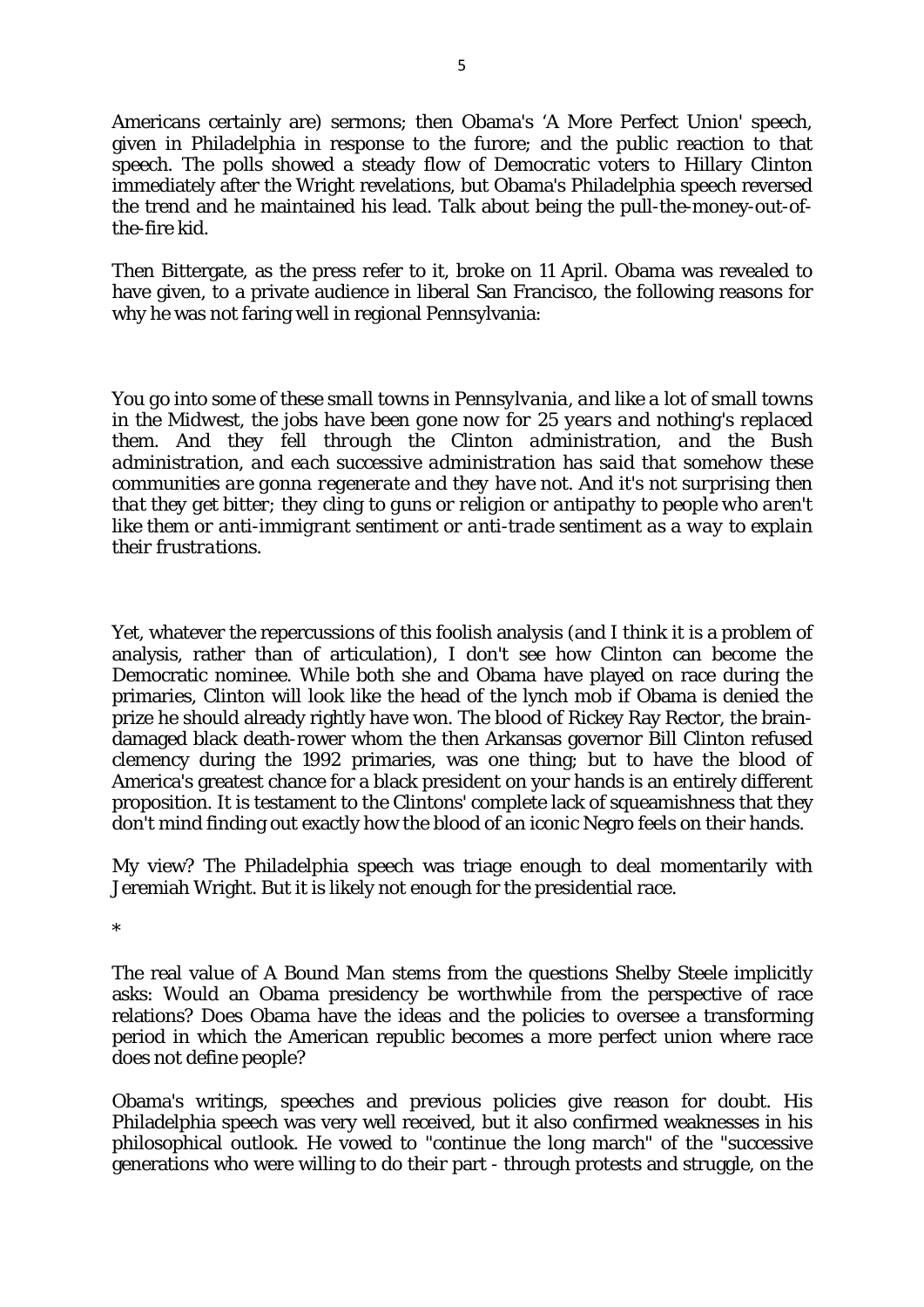Americans certainly are) sermons; then Obama's 'A More Perfect Union' speech, given in Philadelphia in response to the furore; and the public reaction to that speech. The polls showed a steady flow of Democratic voters to Hillary Clinton immediately after the Wright revelations, but Obama's Philadelphia speech reversed the trend and he maintained his lead. Talk about being the pull-the-money-out-of-the-fire kid.

Then Bittergate, as the press refer to it, broke on 11 April. Obama was revealed to have given, to a private audience in liberal San Francisco, the following reasons for why he was not faring well in regional Pennsylvania:

*You go into some of these small towns in Pennsylvania, and like a lot of small towns in the Midwest, the jobs have been gone now for 25 years and nothing's replaced them. And they fell through the Clinton administration, and the Bush administration, and each successive administration has said that somehow these communities are gonna regenerate and they have not. And it's not surprising then that they get bitter; they cling to guns or religion or antipathy to people who aren't like them or anti-immigrant sentiment or anti-trade sentiment as a way to explain their frustrations.*

Yet, whatever the repercussions of this foolish analysis (and I think it is a problem of analysis, rather than of articulation), I don't see how Clinton can become the Democratic nominee. While both she and Obama have played on race during the primaries, Clinton will look like the head of the lynch mob if Obama is denied the prize he should already rightly have won. The blood of Rickey Ray Rector, the brain-damaged black death-rower whom the then Arkansas governor Bill Clinton refused clemency during the 1992 primaries, was one thing; but to have the blood of America's greatest chance for a black president on your hands is an entirely different proposition. It is testament to the Clintons' complete lack of squeamishness that they don't mind finding out exactly how the blood of an iconic Negro feels on their hands.

My view? The Philadelphia speech was triage enough to deal momentarily with Jeremiah Wright. But it is likely not enough for the presidential race.

*

The real value of *A Bound Man* stems from the questions Shelby Steele implicitly asks: Would an Obama presidency be worthwhile from the perspective of race relations? Does Obama have the ideas and the policies to oversee a transforming period in which the American republic becomes a more perfect union where race does not define people?

Obama's writings, speeches and previous policies give reason for doubt. His Philadelphia speech was very well received, but it also confirmed weaknesses in his philosophical outlook. He vowed to "continue the long march" of the "successive generations who were willing to do their part - through protests and struggle, on the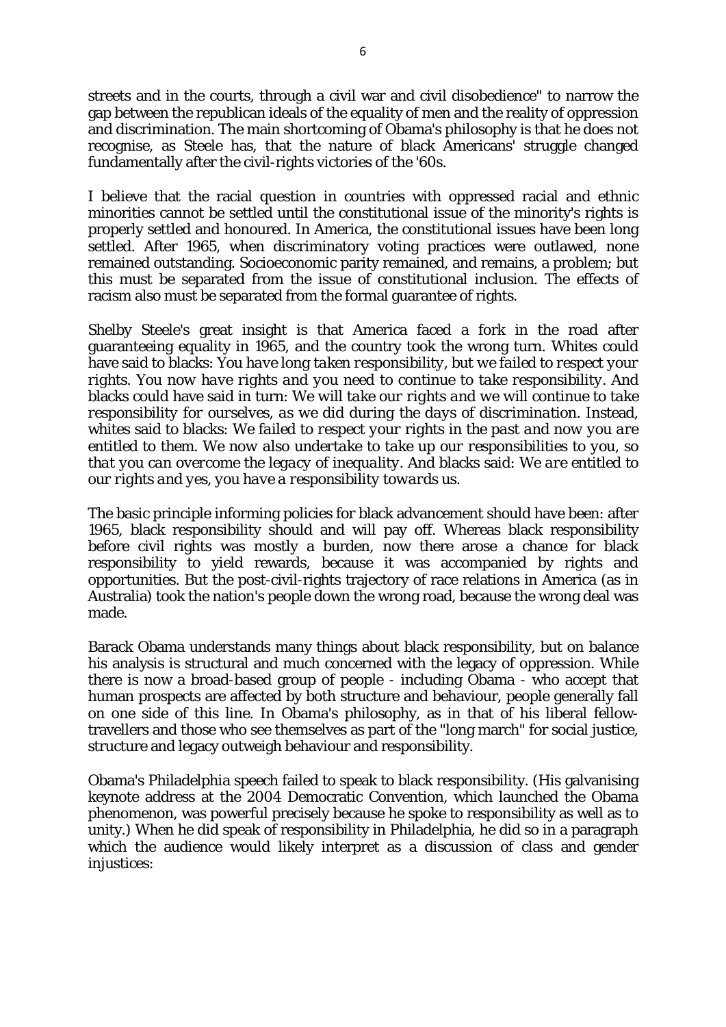streets and in the courts, through a civil war and civil disobedience" to narrow the gap between the republican ideals of the equality of men and the reality of oppression and discrimination. The main shortcoming of Obama's philosophy is that he does not recognise, as Steele has, that the nature of black Americans' struggle changed fundamentally after the civil-rights victories of the '60s.

I believe that the racial question in countries with oppressed racial and ethnic minorities cannot be settled until the constitutional issue of the minority's rights is properly settled and honoured. In America, the constitutional issues have been long settled. After 1965, when discriminatory voting practices were outlawed, none remained outstanding. Socioeconomic parity remained, and remains, a problem; but this must be separated from the issue of constitutional inclusion. The effects of racism also must be separated from the formal guarantee of rights.

Shelby Steele's great insight is that America faced a fork in the road after guaranteeing equality in 1965, and the country took the wrong turn. Whites could have said to blacks: *You have long taken responsibility, but we failed to respect your rights. You now have rights and you need to continue to take responsibility.* And blacks could have said in turn: *We will take our rights and we will continue to take responsibility for ourselves, as we did during the days of discrimination.* Instead, whites said to blacks: *We failed to respect your rights in the past and now you are entitled to them. We now also undertake to take up our responsibilities to you, so that you can overcome the legacy of inequality.* And blacks said: *We are entitled to our rights and yes, you have a responsibility towards us.*

The basic principle informing policies for black advancement should have been: after 1965, black responsibility should and will pay off. Whereas black responsibility before civil rights was mostly a burden, now there arose a chance for black responsibility to yield rewards, because it was accompanied by rights and opportunities. But the post-civil-rights trajectory of race relations in America (as in Australia) took the nation's people down the wrong road, because the wrong deal was made.

Barack Obama understands many things about black responsibility, but on balance his analysis is structural and much concerned with the legacy of oppression. While there is now a broad-based group of people - including Obama - who accept that human prospects are affected by both structure and behaviour, people generally fall on one side of this line. In Obama's philosophy, as in that of his liberal fellow-travellers and those who see themselves as part of the "long march" for social justice, structure and legacy outweigh behaviour and responsibility.

Obama's Philadelphia speech failed to speak to black responsibility. (His galvanising keynote address at the 2004 Democratic Convention, which launched the Obama phenomenon, was powerful precisely because he spoke to responsibility as well as to unity.) When he did speak of responsibility in Philadelphia, he did so in a paragraph which the audience would likely interpret as a discussion of class and gender injustices: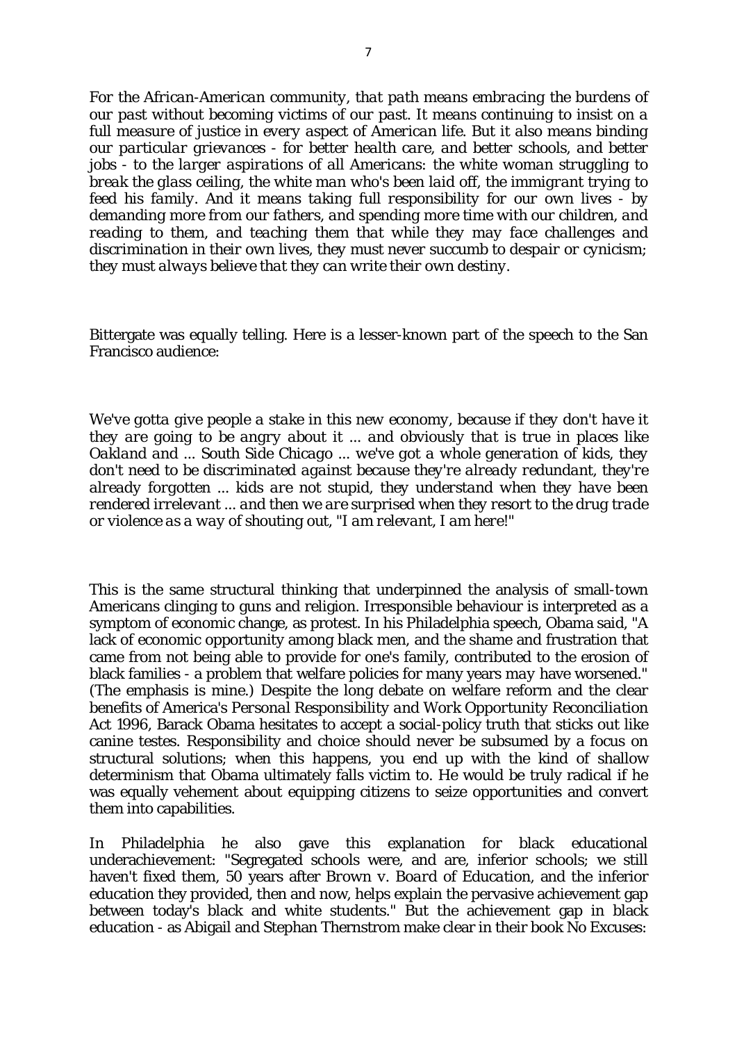*For the African-American community, that path means embracing the burdens of our past without becoming victims of our past. It means continuing to insist on a full measure of justice in every aspect of American life. But it also means binding our particular grievances - for better health care, and better schools, and better jobs - to the larger aspirations of all Americans: the white woman struggling to break the glass ceiling, the white man who's been laid off, the immigrant trying to feed his family. And it means taking full responsibility for our own lives - by demanding more from our fathers, and spending more time with our children, and reading to them, and teaching them that while they may face challenges and discrimination in their own lives, they must never succumb to despair or cynicism; they must always believe that they can write their own destiny.*

Bittergate was equally telling. Here is a lesser-known part of the speech to the San Francisco audience:

*We've gotta give people a stake in this new economy, because if they don't have it they are going to be angry about it ... and obviously that is true in places like Oakland and ... South Side Chicago ... we've got a whole generation of kids, they don't need to be discriminated against because they're already redundant, they're already forgotten ... kids are not stupid, they understand when they have been rendered irrelevant ... and then we are surprised when they resort to the drug trade or violence as a way of shouting out, "I am relevant, I am here!"*

This is the same structural thinking that underpinned the analysis of small-town Americans clinging to guns and religion. Irresponsible behaviour is interpreted as a symptom of economic change, as protest. In his Philadelphia speech, Obama said, "A lack of economic opportunity among black men, and the shame and frustration that came from not being able to provide for one's family, contributed to the erosion of black families - a problem that welfare policies for many years *may* have worsened." (The emphasis is mine.) Despite the long debate on welfare reform and the clear benefits of America's *Personal Responsibility and Work Opportunity Reconciliation Act* 1996, Barack Obama hesitates to accept a social-policy truth that sticks out like canine testes. Responsibility and choice should never be subsumed by a focus on structural solutions; when this happens, you end up with the kind of shallow determinism that Obama ultimately falls victim to. He would be truly radical if he was equally vehement about equipping citizens to seize opportunities and convert them into capabilities.

In Philadelphia he also gave this explanation for black educational underachievement: "Segregated schools were, and are, inferior schools; we still haven't fixed them, 50 years after *Brown v. Board of Education*, and the inferior education they provided, then and now, helps explain the pervasive achievement gap between today's black and white students." But the achievement gap in black education - as Abigail and Stephan Thernstrom make clear in their book No Excuses: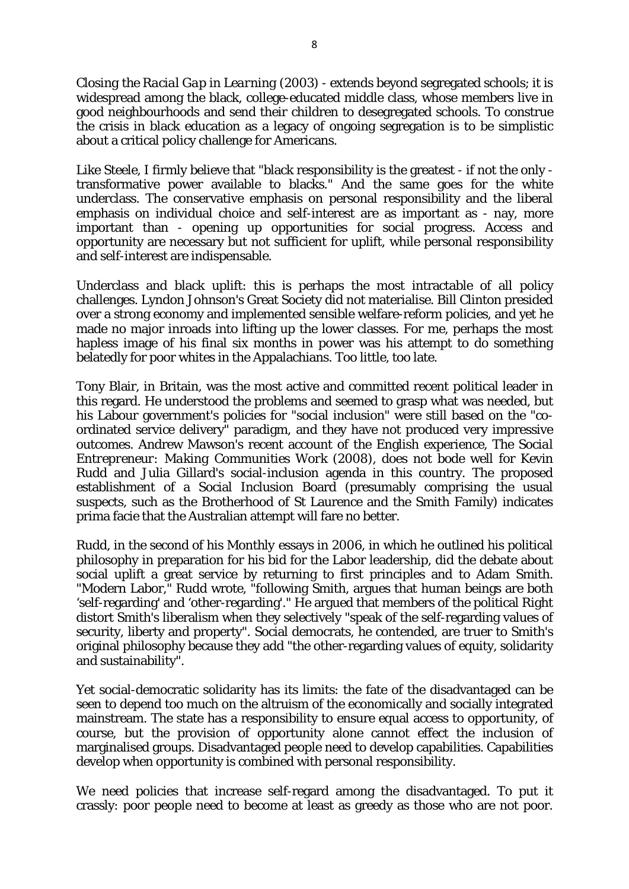*Closing the Racial Gap in Learning* (2003) - extends beyond segregated schools; it is widespread among the black, college-educated middle class, whose members live in good neighbourhoods and send their children to desegregated schools. To construe the crisis in black education as a legacy of ongoing segregation is to be simplistic about a critical policy challenge for Americans.

Like Steele, I firmly believe that "black responsibility is the greatest - if not the only - transformative power available to blacks." And the same goes for the white underclass. The conservative emphasis on personal responsibility and the liberal emphasis on individual choice and self-interest are as important as - nay, more important than - opening up opportunities for social progress. Access and opportunity are necessary but not sufficient for uplift, while personal responsibility and self-interest are indispensable.

Underclass and black uplift: this is perhaps the most intractable of all policy challenges. Lyndon Johnson's Great Society did not materialise. Bill Clinton presided over a strong economy and implemented sensible welfare-reform policies, and yet he made no major inroads into lifting up the lower classes. For me, perhaps the most hapless image of his final six months in power was his attempt to do something belatedly for poor whites in the Appalachians. Too little, too late.

Tony Blair, in Britain, was the most active and committed recent political leader in this regard. He understood the problems and seemed to grasp what was needed, but his Labour government's policies for "social inclusion" were still based on the "co-ordinated service delivery" paradigm, and they have not produced very impressive outcomes. Andrew Mawson's recent account of the English experience, *The Social Entrepreneur: Making Communities Work* (2008), does not bode well for Kevin Rudd and Julia Gillard's social-inclusion agenda in this country. The proposed establishment of a Social Inclusion Board (presumably comprising the usual suspects, such as the Brotherhood of St Laurence and the Smith Family) indicates prima facie that the Australian attempt will fare no better.

Rudd, in the second of his Monthly essays in 2006, in which he outlined his political philosophy in preparation for his bid for the Labor leadership, did the debate about social uplift a great service by returning to first principles and to Adam Smith. "Modern Labor," Rudd wrote, "following Smith, argues that human beings are both 'self-regarding' and 'other-regarding'." He argued that members of the political Right distort Smith's liberalism when they selectively "speak of the self-regarding values of security, liberty and property". Social democrats, he contended, are truer to Smith's original philosophy because they add "the other-regarding values of equity, solidarity and sustainability".

Yet social-democratic solidarity has its limits: the fate of the disadvantaged can be seen to depend too much on the altruism of the economically and socially integrated mainstream. The state has a responsibility to ensure equal access to opportunity, of course, but the provision of opportunity alone cannot effect the inclusion of marginalised groups. Disadvantaged people need to develop capabilities. Capabilities develop when opportunity is combined with personal responsibility.

We need policies that increase self-regard among the disadvantaged. To put it crassly: poor people need to become at least as greedy as those who are not poor.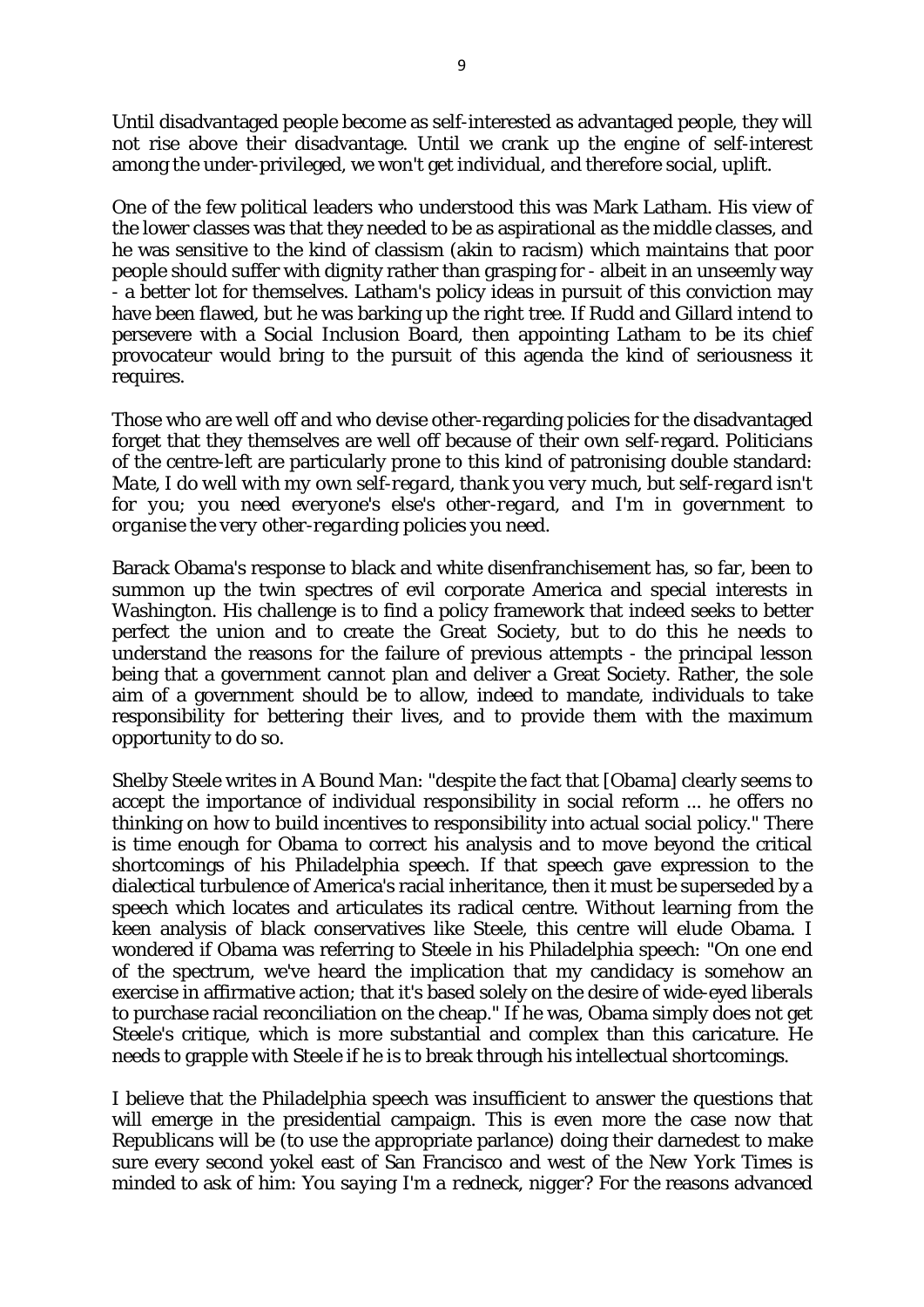Until disadvantaged people become as self-interested as advantaged people, they will not rise above their disadvantage. Until we crank up the engine of self-interest among the under-privileged, we won't get individual, and therefore social, uplift.

One of the few political leaders who understood this was Mark Latham. His view of the lower classes was that they needed to be as aspirational as the middle classes, and he was sensitive to the kind of classism (akin to racism) which maintains that poor people should suffer with dignity rather than grasping for - albeit in an unseemly way - a better lot for themselves. Latham's policy ideas in pursuit of this conviction may have been flawed, but he was barking up the right tree. If Rudd and Gillard intend to persevere with a Social Inclusion Board, then appointing Latham to be its chief provocateur would bring to the pursuit of this agenda the kind of seriousness it requires.

Those who are well off and who devise other-regarding policies for the disadvantaged forget that they themselves are well off because of their own self-regard. Politicians of the centre-left are particularly prone to this kind of patronising double standard: *Mate, I do well with my own self-regard, thank you very much, but self-regard isn't for you; you need everyone's else's other-regard, and I'm in government to organise the very other-regarding policies you need.*

Barack Obama's response to black and white disenfranchisement has, so far, been to summon up the twin spectres of evil corporate America and special interests in Washington. His challenge is to find a policy framework that indeed seeks to better perfect the union and to create the Great Society, but to do this he needs to understand the reasons for the failure of previous attempts - the principal lesson being that a government cannot plan and deliver a Great Society. Rather, the sole aim of a government should be to allow, indeed to mandate, individuals to take responsibility for bettering their lives, and to provide them with the maximum opportunity to do so.

Shelby Steele writes in *A Bound Man*: "despite the fact that [Obama] clearly seems to accept the importance of individual responsibility in social reform ... he offers no thinking on how to build incentives to responsibility into actual social policy." There is time enough for Obama to correct his analysis and to move beyond the critical shortcomings of his Philadelphia speech. If that speech gave expression to the dialectical turbulence of America's racial inheritance, then it must be superseded by a speech which locates and articulates its radical centre. Without learning from the keen analysis of black conservatives like Steele, this centre will elude Obama. I wondered if Obama was referring to Steele in his Philadelphia speech: "On one end of the spectrum, we've heard the implication that my candidacy is somehow an exercise in affirmative action; that it's based solely on the desire of wide-eyed liberals to purchase racial reconciliation on the cheap." If he was, Obama simply does not get Steele's critique, which is more substantial and complex than this caricature. He needs to grapple with Steele if he is to break through his intellectual shortcomings.

I believe that the Philadelphia speech was insufficient to answer the questions that will emerge in the presidential campaign. This is even more the case now that Republicans will be (to use the appropriate parlance) doing their darnedest to make sure every second yokel east of San Francisco and west of the *New York Times* is minded to ask of him: *You saying I'm a redneck, nigger?* For the reasons advanced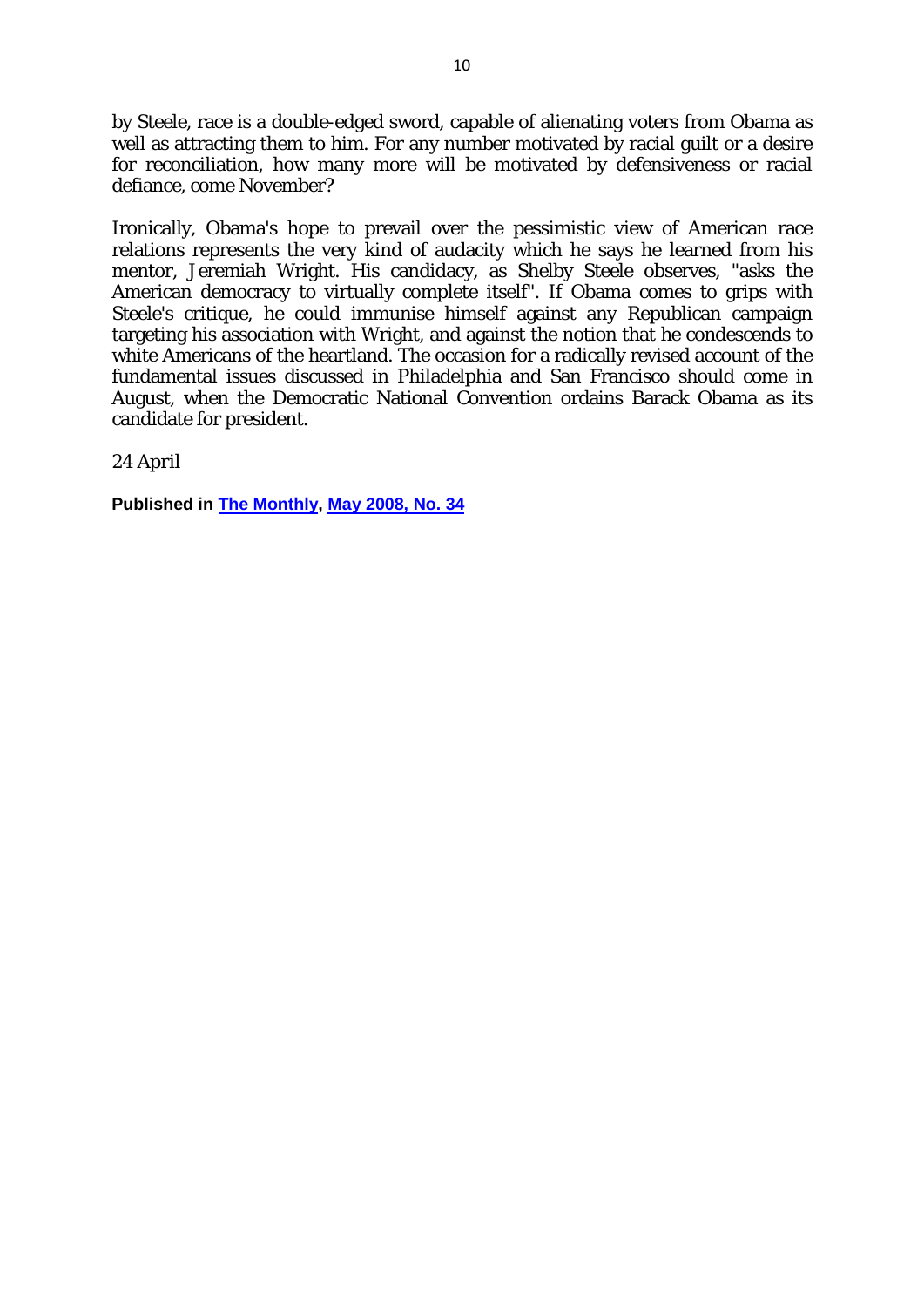by Steele, race is a double-edged sword, capable of alienating voters from Obama as well as attracting them to him. For any number motivated by racial guilt or a desire for reconciliation, how many more will be motivated by defensiveness or racial defiance, come November?

Ironically, Obama's hope to prevail over the pessimistic view of American race relations represents the very kind of audacity which he says he learned from his mentor, Jeremiah Wright. His candidacy, as Shelby Steele observes, "asks the American democracy to virtually complete itself". If Obama comes to grips with Steele's critique, he could immunise himself against any Republican campaign targeting his association with Wright, and against the notion that he condescends to white Americans of the heartland. The occasion for a radically revised account of the fundamental issues discussed in Philadelphia and San Francisco should come in August, when the Democratic National Convention ordains Barack Obama as its candidate for president.

24 April

**Published in The Monthly, May 2008, No. 34**